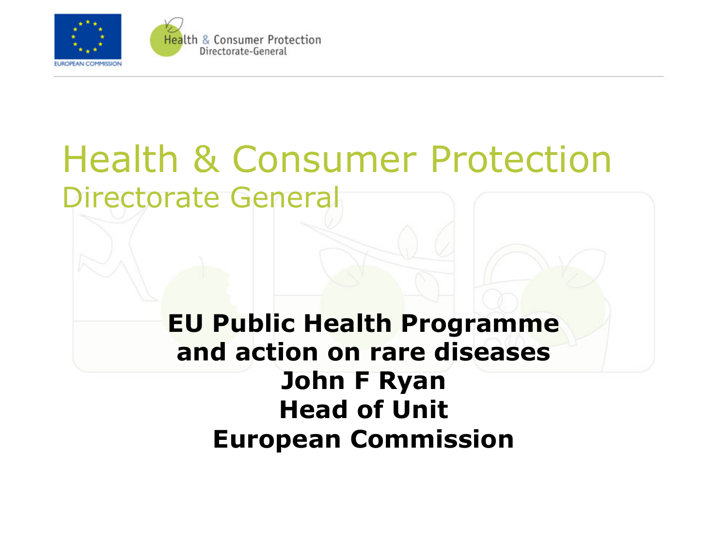# Health & Consumer Protection
## Directorate General

**EU Public Health Programme and action on rare diseases**

**John F Ryan**

**Head of Unit**

**European Commission**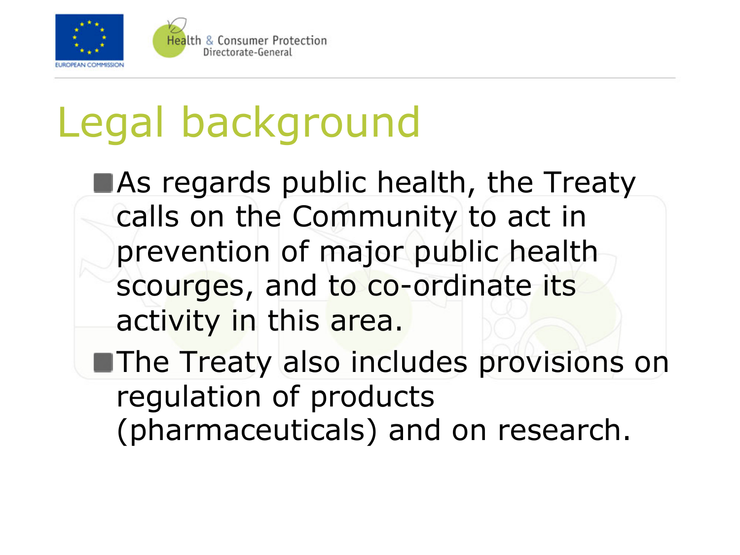# Legal background

- As regards public health, the Treaty calls on the Community to act in prevention of major public health scourges, and to co-ordinate its activity in this area.
- The Treaty also includes provisions on regulation of products (pharmaceuticals) and on research.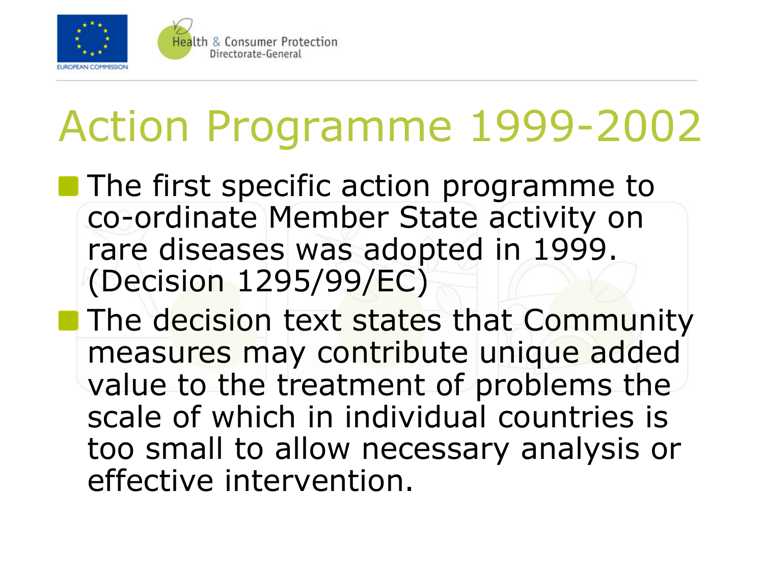# Action Programme 1999-2002

- The first specific action programme to co-ordinate Member State activity on rare diseases was adopted in 1999. (Decision 1295/99/EC)
- The decision text states that Community measures may contribute unique added value to the treatment of problems the scale of which in individual countries is too small to allow necessary analysis or effective intervention.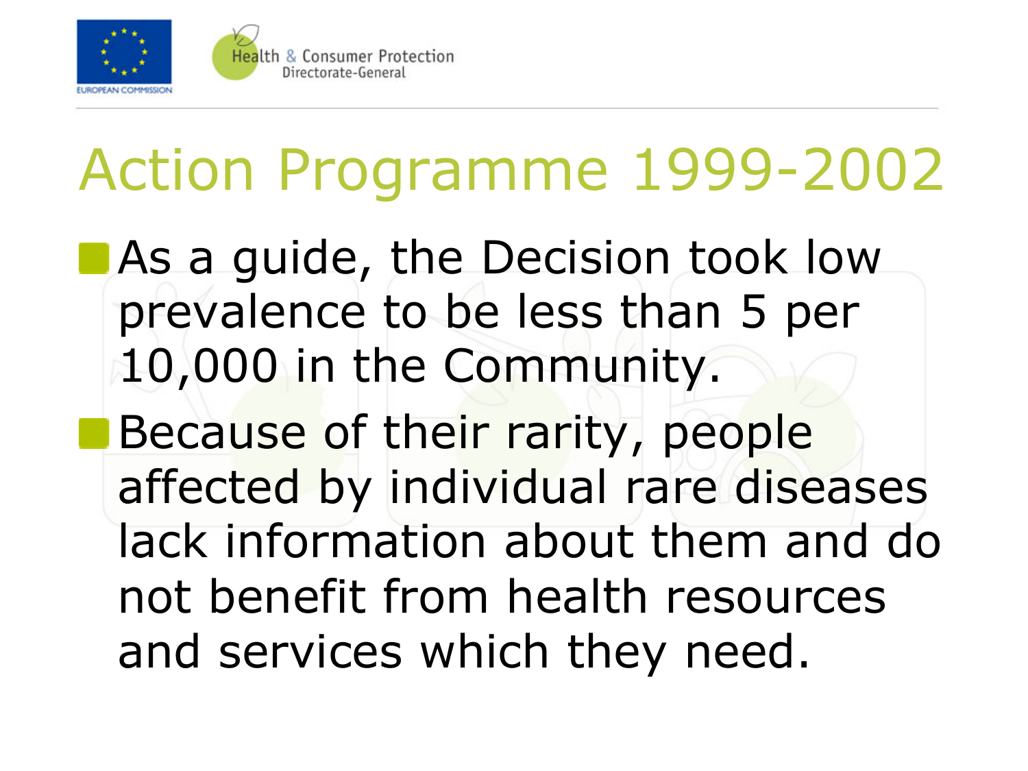# Action Programme 1999-2002

- As a guide, the Decision took low prevalence to be less than 5 per 10,000 in the Community.
- Because of their rarity, people affected by individual rare diseases lack information about them and do not benefit from health resources and services which they need.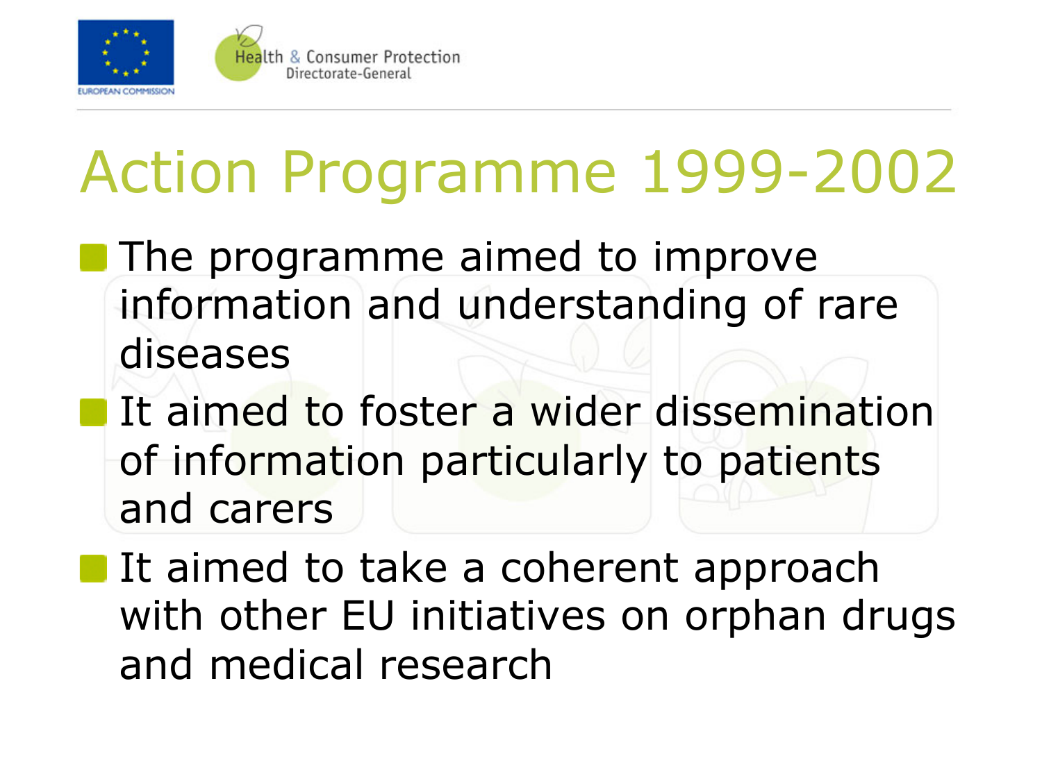# Action Programme 1999-2002

- The programme aimed to improve information and understanding of rare diseases
- It aimed to foster a wider dissemination of information particularly to patients and carers
- It aimed to take a coherent approach with other EU initiatives on orphan drugs and medical research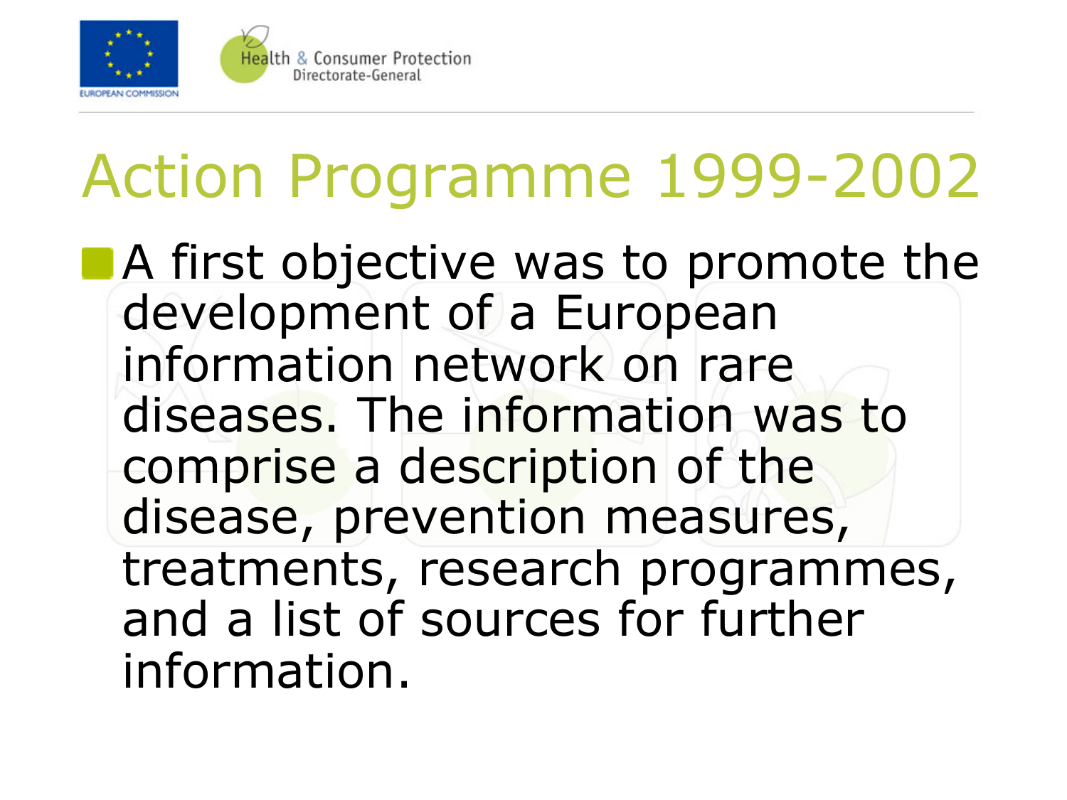# Action Programme 1999-2002

- A first objective was to promote the development of a European information network on rare diseases. The information was to comprise a description of the disease, prevention measures, treatments, research programmes, and a list of sources for further information.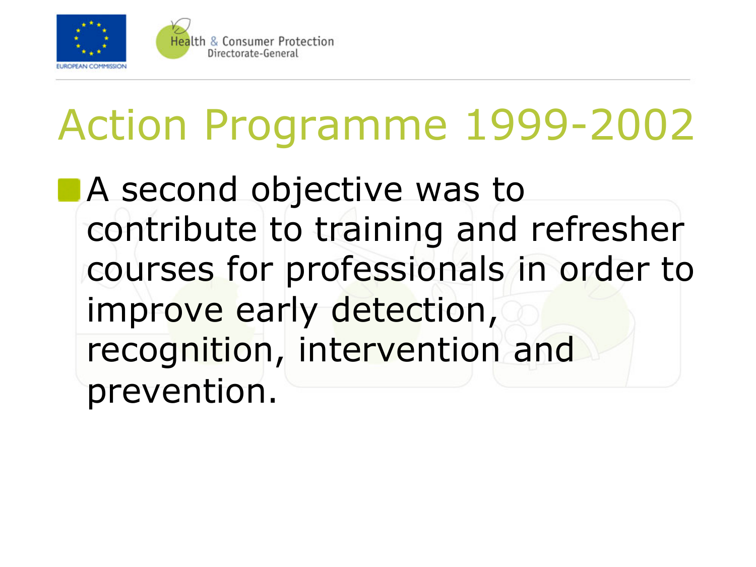# Action Programme 1999-2002

- A second objective was to contribute to training and refresher courses for professionals in order to improve early detection, recognition, intervention and prevention.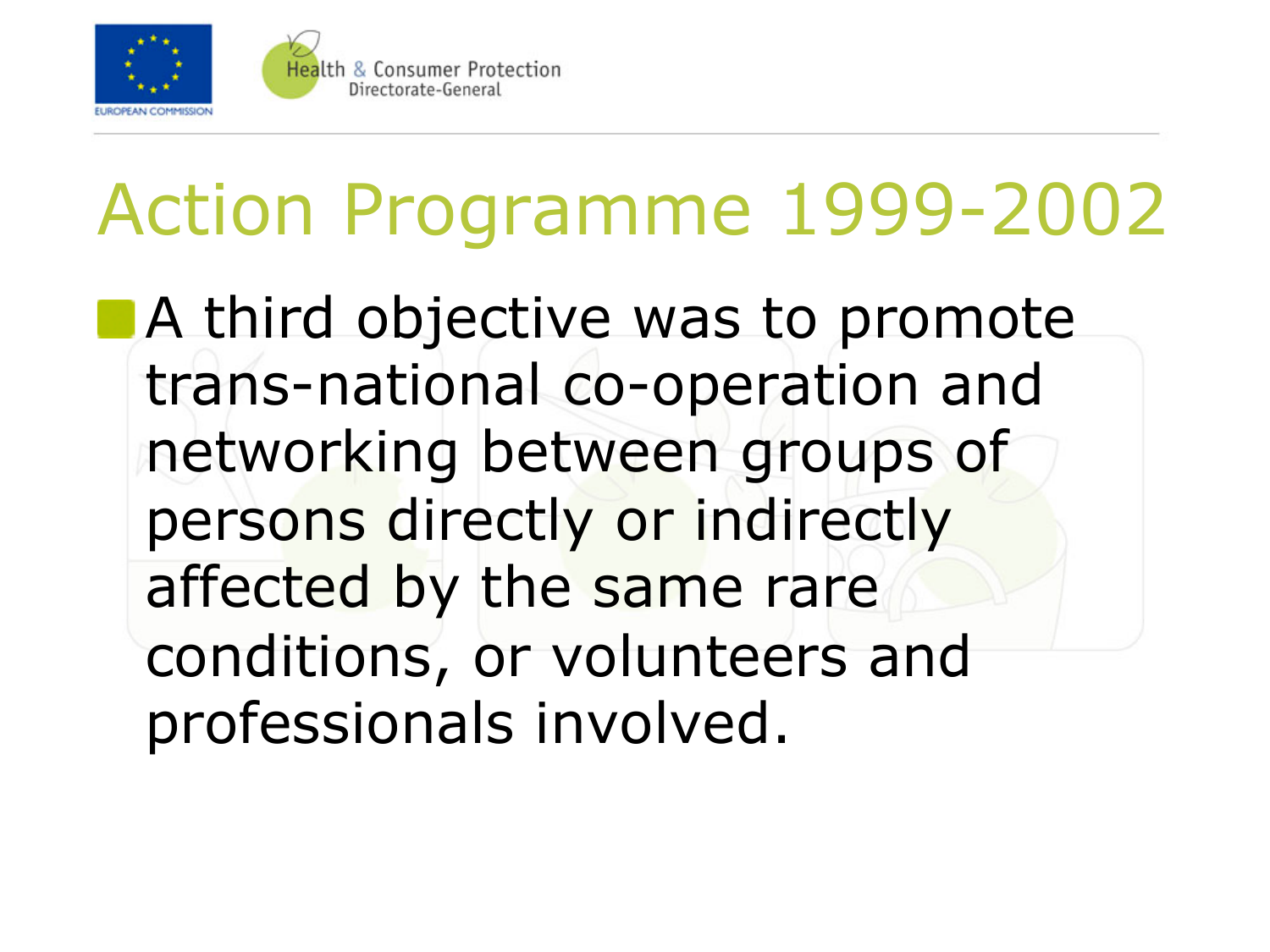# Action Programme 1999-2002

- A third objective was to promote trans-national co-operation and networking between groups of persons directly or indirectly affected by the same rare conditions, or volunteers and professionals involved.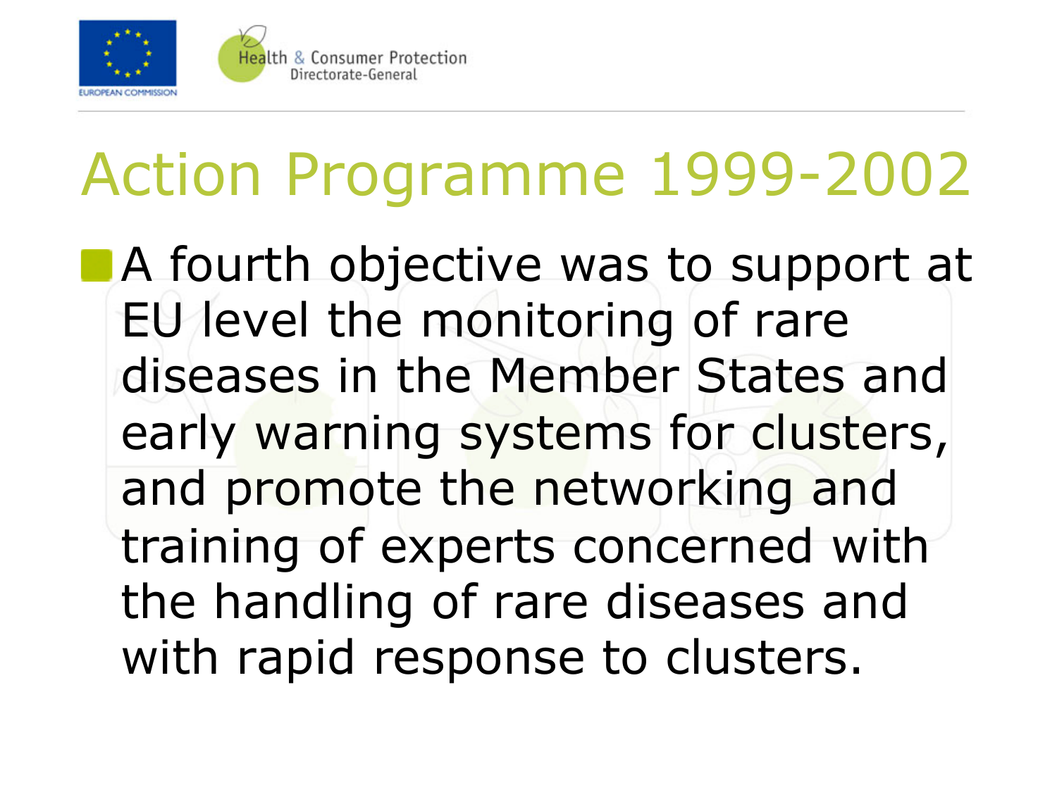# Action Programme 1999-2002

- A fourth objective was to support at EU level the monitoring of rare diseases in the Member States and early warning systems for clusters, and promote the networking and training of experts concerned with the handling of rare diseases and with rapid response to clusters.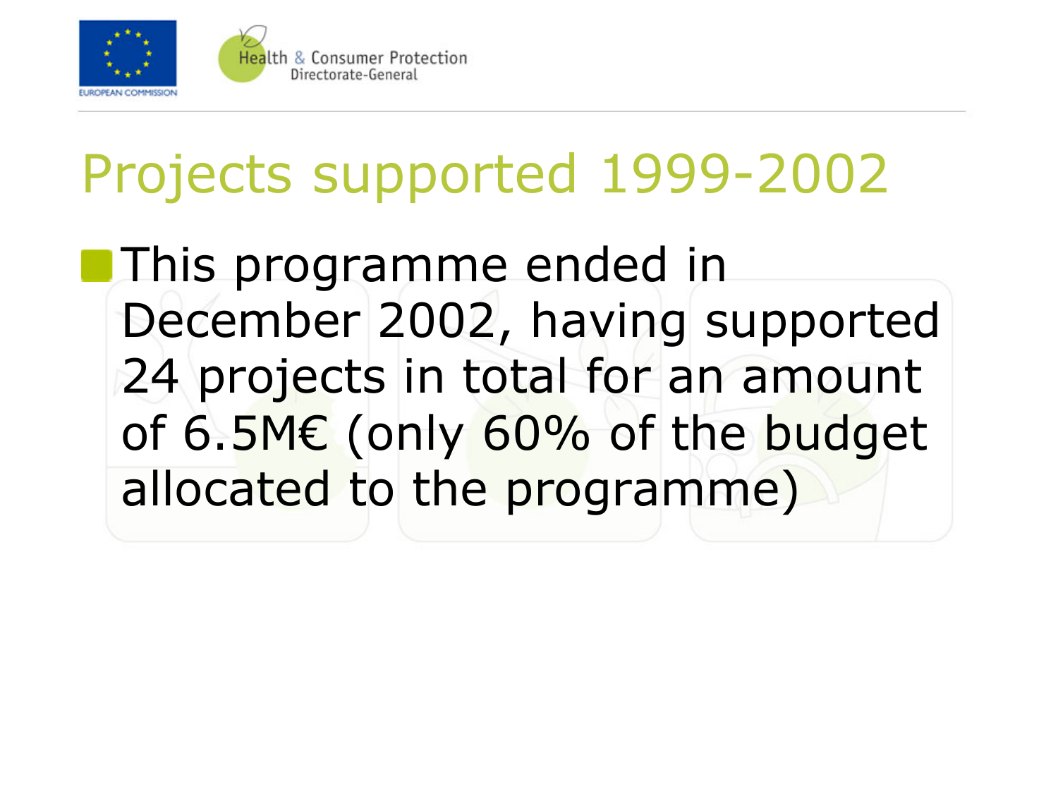# Projects supported 1999-2002

- This programme ended in December 2002, having supported 24 projects in total for an amount of 6.5M€ (only 60% of the budget allocated to the programme)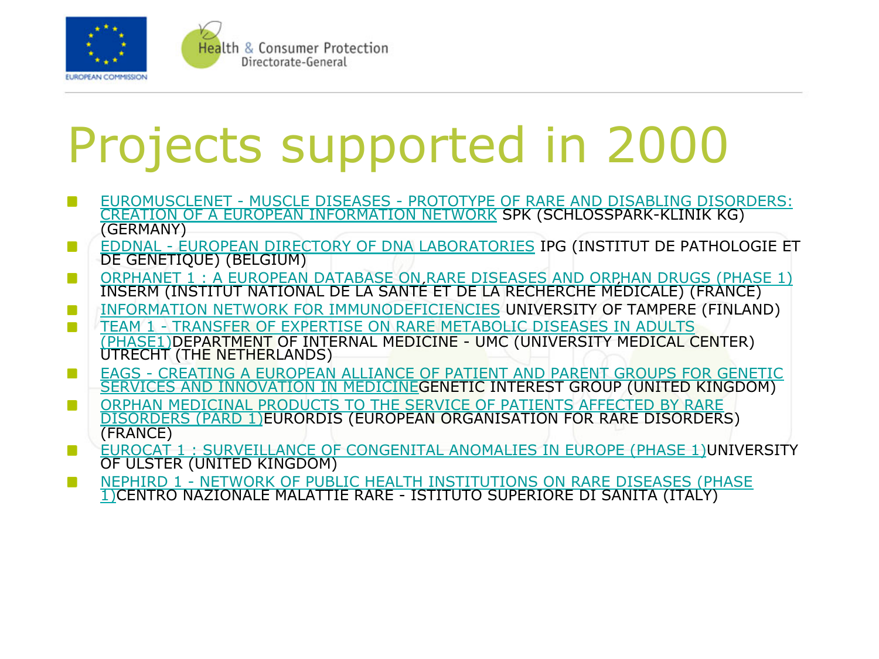# Projects supported in 2000

- EUROMUSCLENET - MUSCLE DISEASES - PROTOTYPE OF RARE AND DISABLING DISORDERS: CREATION OF A EUROPEAN INFORMATION NETWORK SPK (SCHLOSSPARK-KLINIK KG) (GERMANY)
- EDDNAL - EUROPEAN DIRECTORY OF DNA LABORATORIES IPG (INSTITUT DE PATHOLOGIE ET DE GENETIQUE) (BELGIUM)
- ORPHANET 1 : A EUROPEAN DATABASE ON RARE DISEASES AND ORPHAN DRUGS (PHASE 1) INSERM (INSTITUT NATIONAL DE LA SANTÉ ET DE LA RECHERCHE MÉDICALE) (FRANCE)
- INFORMATION NETWORK FOR IMMUNODEFICIENCIES UNIVERSITY OF TAMPERE (FINLAND)
- TEAM 1 - TRANSFER OF EXPERTISE ON RARE METABOLIC DISEASES IN ADULTS (PHASE1)DEPARTMENT OF INTERNAL MEDICINE - UMC (UNIVERSITY MEDICAL CENTER) UTRECHT (THE NETHERLANDS)
- EAGS - CREATING A EUROPEAN ALLIANCE OF PATIENT AND PARENT GROUPS FOR GENETIC SERVICES AND INNOVATION IN MEDICINEGENETIC INTEREST GROUP (UNITED KINGDOM)
- ORPHAN MEDICINAL PRODUCTS TO THE SERVICE OF PATIENTS AFFECTED BY RARE DISORDERS (PARD 1)EURORDIS (EUROPEAN ORGANISATION FOR RARE DISORDERS) (FRANCE)
- EUROCAT 1 : SURVEILLANCE OF CONGENITAL ANOMALIES IN EUROPE (PHASE 1)UNIVERSITY OF ULSTER (UNITED KINGDOM)
- NEPHIRD 1 - NETWORK OF PUBLIC HEALTH INSTITUTIONS ON RARE DISEASES (PHASE 1)CENTRO NAZIONALE MALATTIE RARE - ISTITUTO SUPERIORE DI SANITA (ITALY)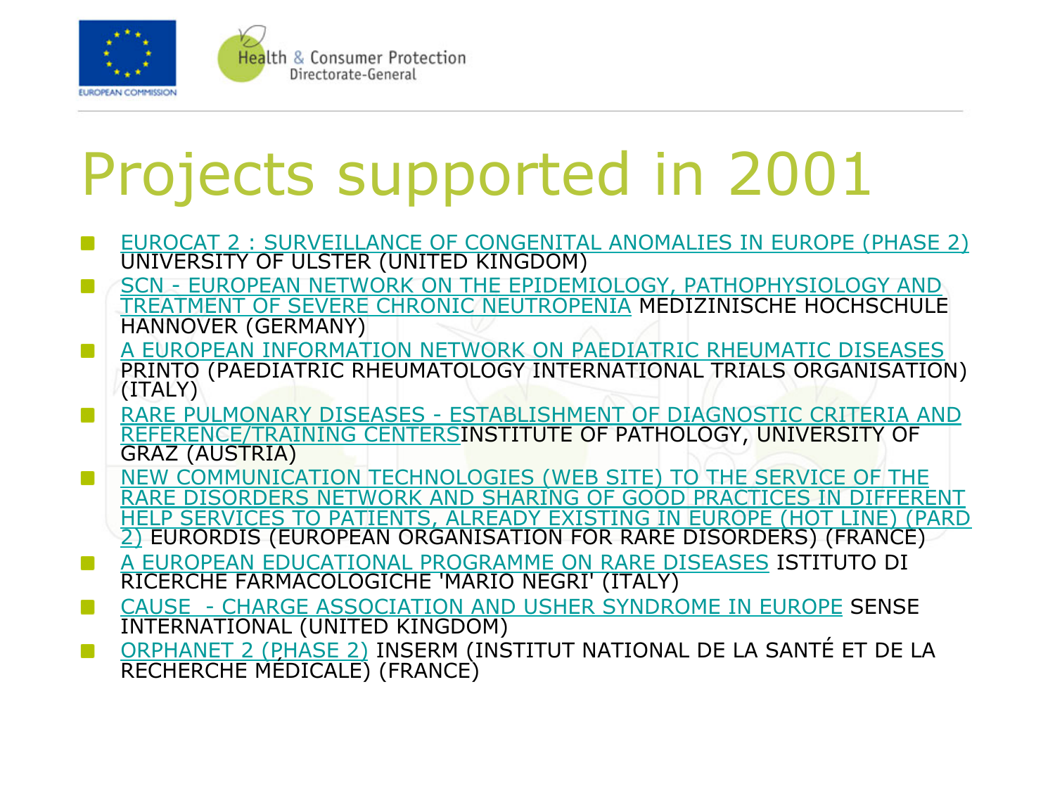# Projects supported in 2001

- EUROCAT 2 : SURVEILLANCE OF CONGENITAL ANOMALIES IN EUROPE (PHASE 2) UNIVERSITY OF ULSTER (UNITED KINGDOM)
- SCN - EUROPEAN NETWORK ON THE EPIDEMIOLOGY, PATHOPHYSIOLOGY AND TREATMENT OF SEVERE CHRONIC NEUTROPENIA MEDIZINISCHE HOCHSCHULE HANNOVER (GERMANY)
- A EUROPEAN INFORMATION NETWORK ON PAEDIATRIC RHEUMATIC DISEASES PRINTO (PAEDIATRIC RHEUMATOLOGY INTERNATIONAL TRIALS ORGANISATION) (ITALY)
- RARE PULMONARY DISEASES - ESTABLISHMENT OF DIAGNOSTIC CRITERIA AND REFERENCE/TRAINING CENTERSINSTITUTE OF PATHOLOGY, UNIVERSITY OF GRAZ (AUSTRIA)
- NEW COMMUNICATION TECHNOLOGIES (WEB SITE) TO THE SERVICE OF THE RARE DISORDERS NETWORK AND SHARING OF GOOD PRACTICES IN DIFFERENT HELP SERVICES TO PATIENTS, ALREADY EXISTING IN EUROPE (HOT LINE) (PARD 2) EURORDIS (EUROPEAN ORGANISATION FOR RARE DISORDERS) (FRANCE)
- A EUROPEAN EDUCATIONAL PROGRAMME ON RARE DISEASES ISTITUTO DI RICERCHE FARMACOLOGICHE 'MARIO NEGRI' (ITALY)
- CAUSE - CHARGE ASSOCIATION AND USHER SYNDROME IN EUROPE SENSE INTERNATIONAL (UNITED KINGDOM)
- ORPHANET 2 (PHASE 2) INSERM (INSTITUT NATIONAL DE LA SANTÉ ET DE LA RECHERCHE MÉDICALE) (FRANCE)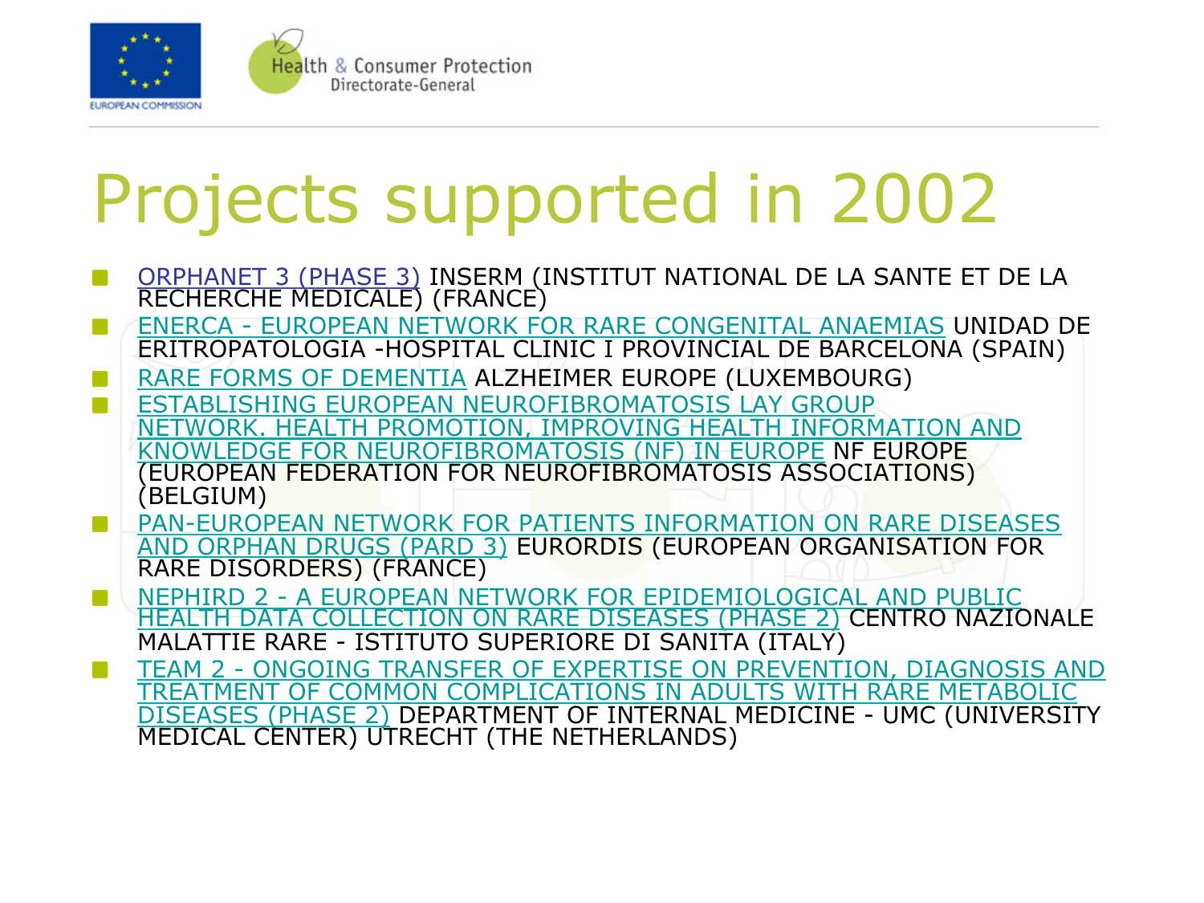# Projects supported in 2002

- ORPHANET 3 (PHASE 3) INSERM (INSTITUT NATIONAL DE LA SANTE ET DE LA RECHERCHE MEDICALE) (FRANCE)
- ENERCA - EUROPEAN NETWORK FOR RARE CONGENITAL ANAEMIAS UNIDAD DE ERITROPATOLOGIA -HOSPITAL CLINIC I PROVINCIAL DE BARCELONA (SPAIN)
- RARE FORMS OF DEMENTIA ALZHEIMER EUROPE (LUXEMBOURG)
- ESTABLISHING EUROPEAN NEUROFIBROMATOSIS LAY GROUP NETWORK. HEALTH PROMOTION, IMPROVING HEALTH INFORMATION AND KNOWLEDGE FOR NEUROFIBROMATOSIS (NF) IN EUROPE NF EUROPE (EUROPEAN FEDERATION FOR NEUROFIBROMATOSIS ASSOCIATIONS) (BELGIUM)
- PAN-EUROPEAN NETWORK FOR PATIENTS INFORMATION ON RARE DISEASES AND ORPHAN DRUGS (PARD 3) EURORDIS (EUROPEAN ORGANISATION FOR RARE DISORDERS) (FRANCE)
- NEPHIRD 2 - A EUROPEAN NETWORK FOR EPIDEMIOLOGICAL AND PUBLIC HEALTH DATA COLLECTION ON RARE DISEASES (PHASE 2) CENTRO NAZIONALE MALATTIE RARE - ISTITUTO SUPERIORE DI SANITA (ITALY)
- TEAM 2 - ONGOING TRANSFER OF EXPERTISE ON PREVENTION, DIAGNOSIS AND TREATMENT OF COMMON COMPLICATIONS IN ADULTS WITH RARE METABOLIC DISEASES (PHASE 2) DEPARTMENT OF INTERNAL MEDICINE - UMC (UNIVERSITY MEDICAL CENTER) UTRECHT (THE NETHERLANDS)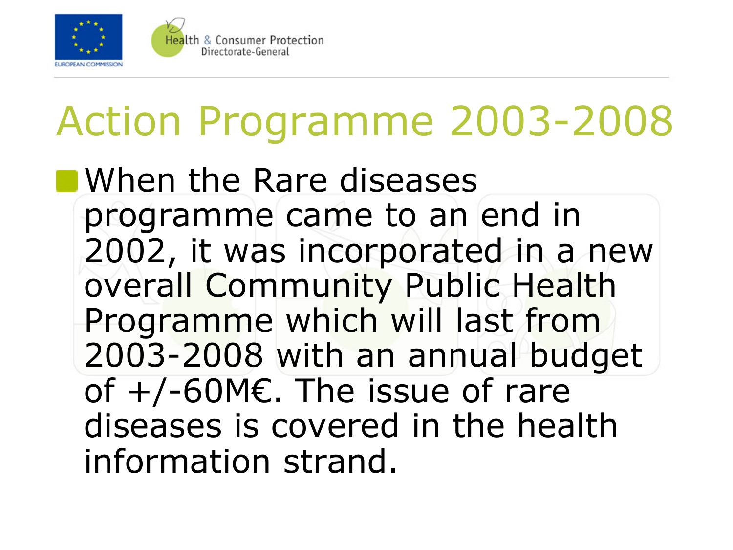# Action Programme 2003-2008

- When the Rare diseases programme came to an end in 2002, it was incorporated in a new overall Community Public Health Programme which will last from 2003-2008 with an annual budget of +/-60M€. The issue of rare diseases is covered in the health information strand.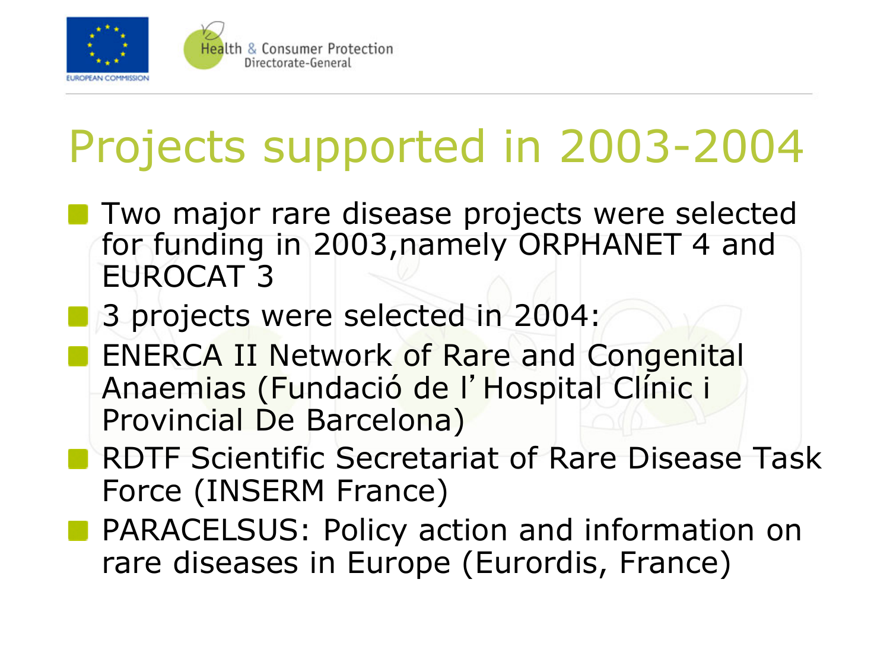# Projects supported in 2003-2004

- Two major rare disease projects were selected for funding in 2003,namely ORPHANET 4 and EUROCAT 3
- 3 projects were selected in 2004:
- ENERCA II Network of Rare and Congenital Anaemias (Fundació de l'Hospital Clínic i Provincial De Barcelona)
- RDTF Scientific Secretariat of Rare Disease Task Force (INSERM France)
- PARACELSUS: Policy action and information on rare diseases in Europe (Eurordis, France)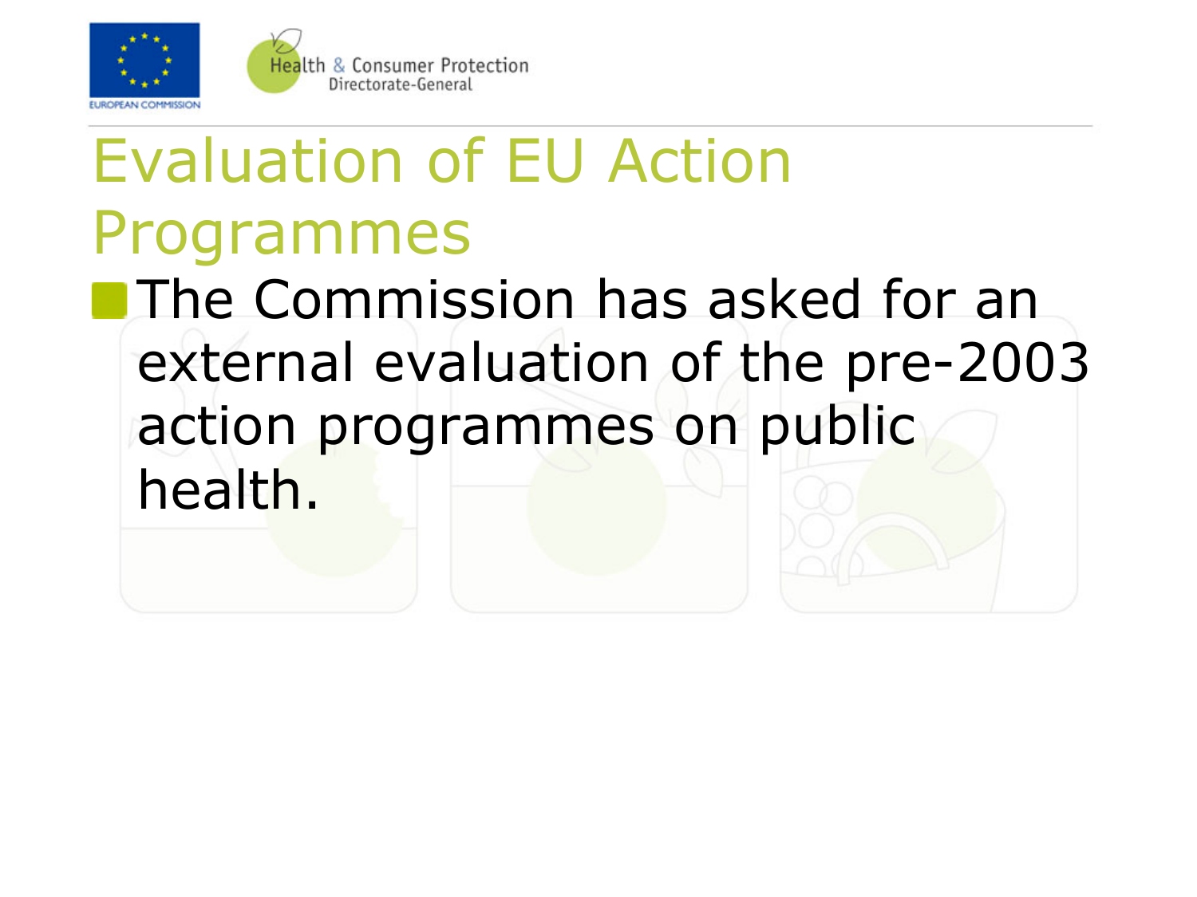# Evaluation of EU Action Programmes

- The Commission has asked for an external evaluation of the pre-2003 action programmes on public health.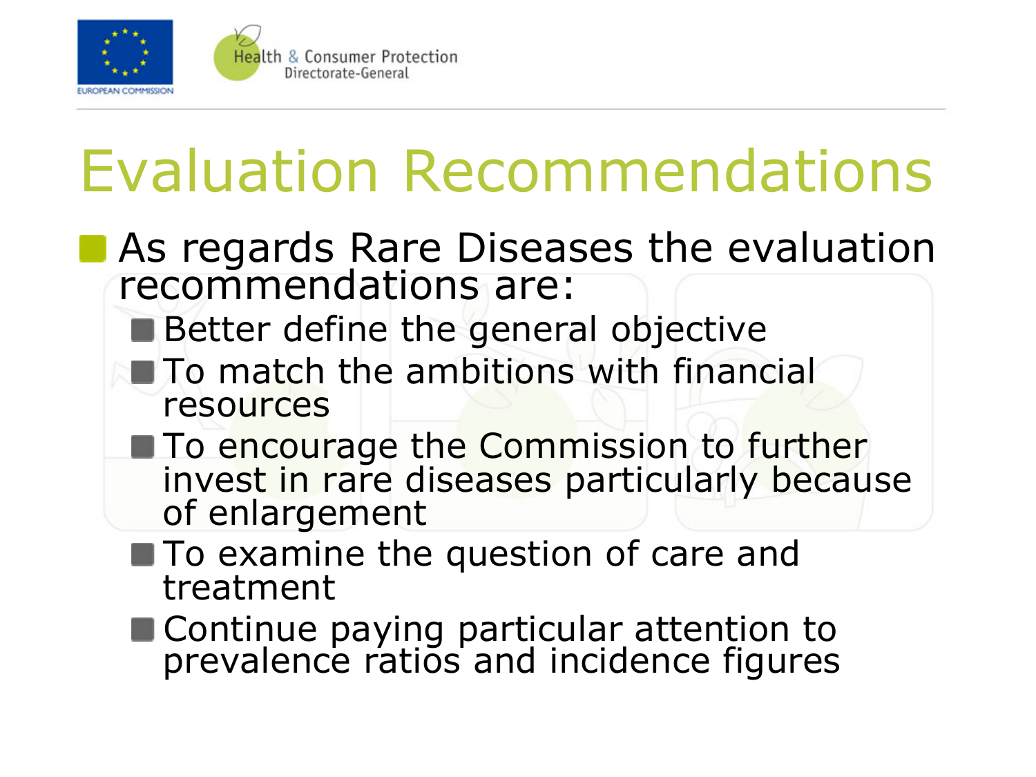# Evaluation Recommendations

- As regards Rare Diseases the evaluation recommendations are:
  - Better define the general objective
  - To match the ambitions with financial resources
  - To encourage the Commission to further invest in rare diseases particularly because of enlargement
  - To examine the question of care and treatment
  - Continue paying particular attention to prevalence ratios and incidence figures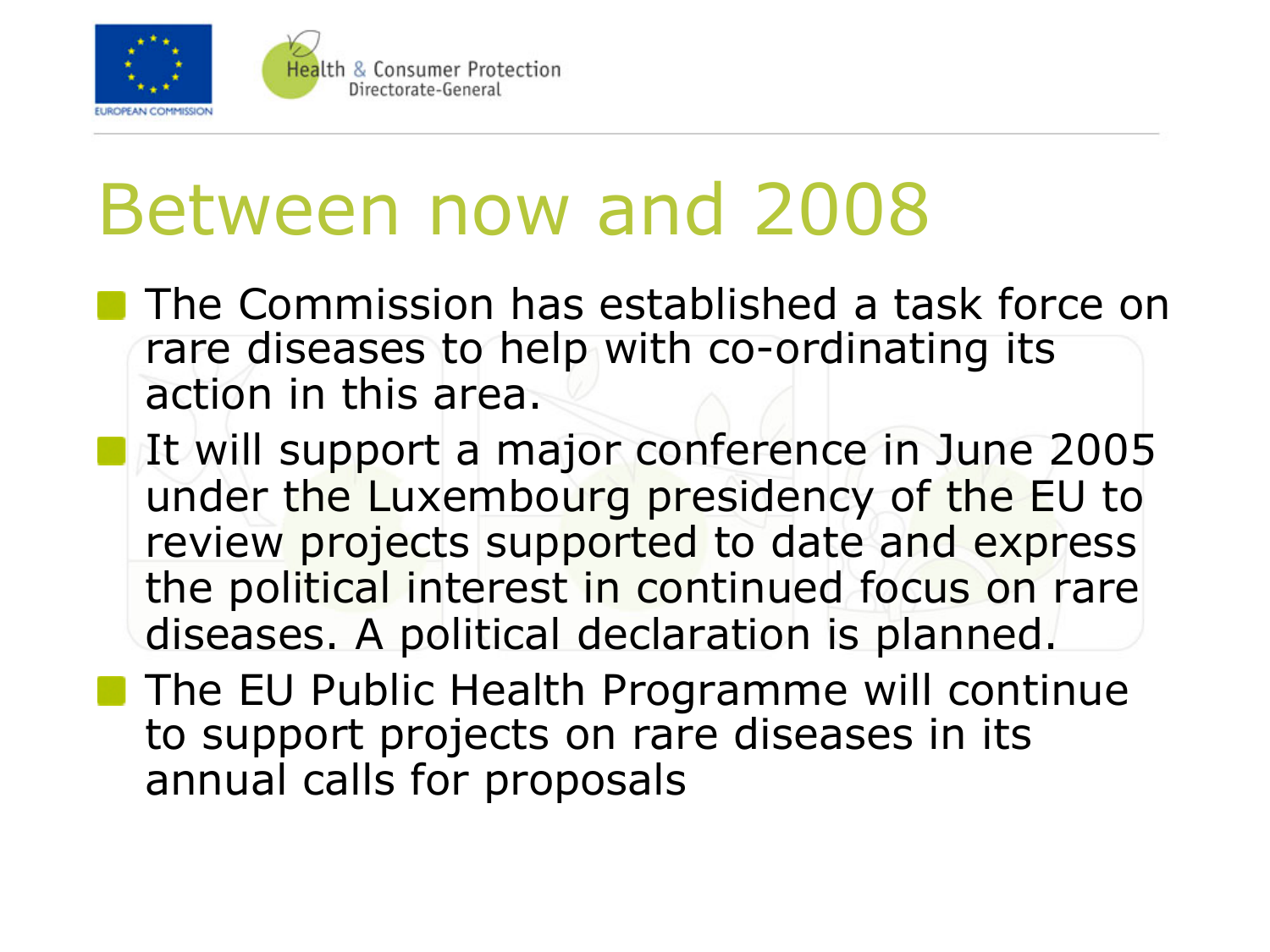# Between now and 2008

- The Commission has established a task force on rare diseases to help with co-ordinating its action in this area.
- It will support a major conference in June 2005 under the Luxembourg presidency of the EU to review projects supported to date and express the political interest in continued focus on rare diseases. A political declaration is planned.
- The EU Public Health Programme will continue to support projects on rare diseases in its annual calls for proposals